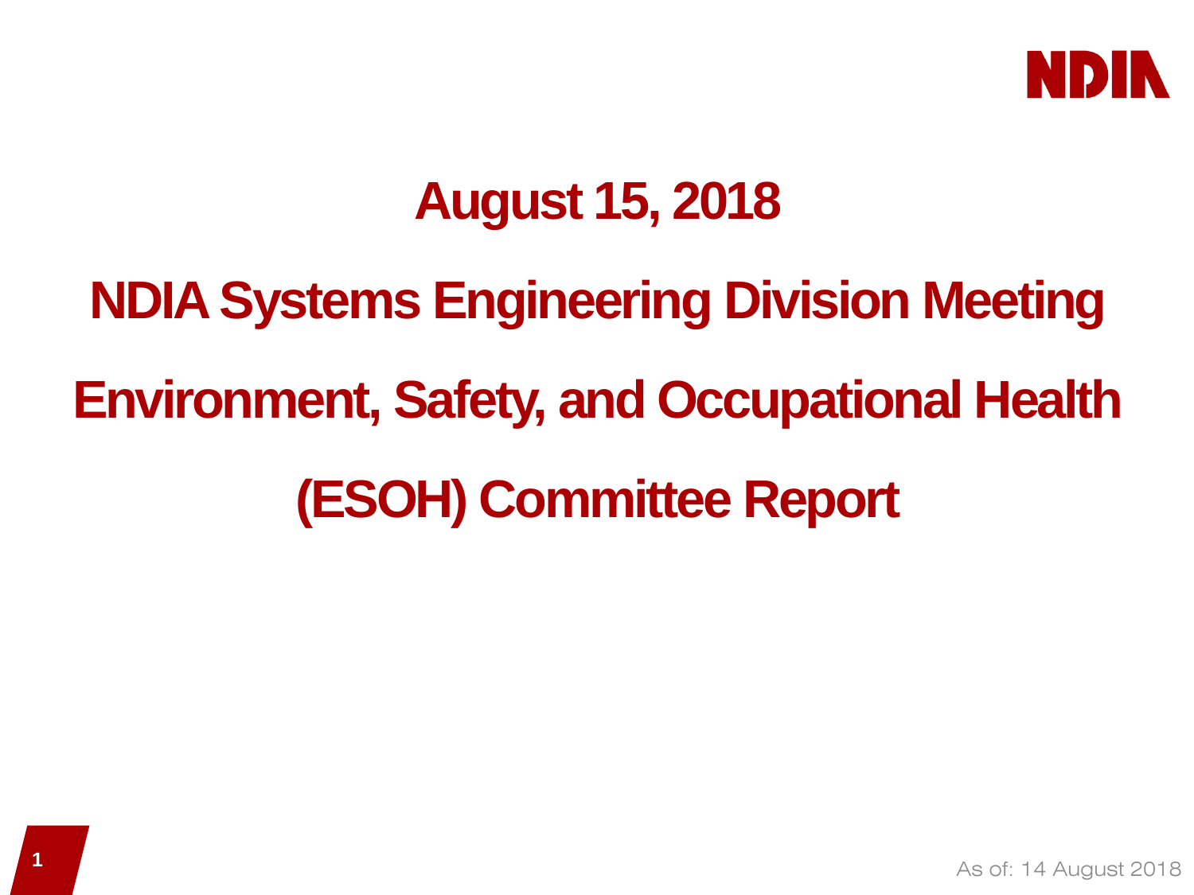# August 15, 2018

# NDIA Systems Engineering Division Meeting

# Environment, Safety, and Occupational Health (ESOH) Committee Report

As of: 14 August 2018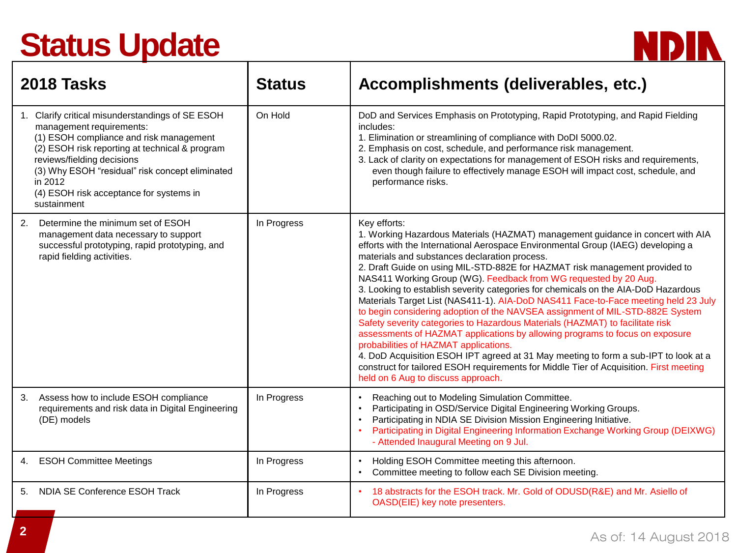# Status Update

| 2018 Tasks | Status | Accomplishments (deliverables, etc.) |
|---|---|---|
| 1. Clarify critical misunderstandings of SE ESOH management requirements:<br>(1) ESOH compliance and risk management<br>(2) ESOH risk reporting at technical & program reviews/fielding decisions<br>(3) Why ESOH "residual" risk concept eliminated in 2012<br>(4) ESOH risk acceptance for systems in sustainment | On Hold | DoD and Services Emphasis on Prototyping, Rapid Prototyping, and Rapid Fielding includes:<br>1. Elimination or streamlining of compliance with DoDI 5000.02.<br>2. Emphasis on cost, schedule, and performance risk management.<br>3. Lack of clarity on expectations for management of ESOH risks and requirements, even though failure to effectively manage ESOH will impact cost, schedule, and performance risks. |
| 2. Determine the minimum set of ESOH management data necessary to support successful prototyping, rapid prototyping, and rapid fielding activities. | In Progress | Key efforts:<br>1. Working Hazardous Materials (HAZMAT) management guidance in concert with AIA efforts with the International Aerospace Environmental Group (IAEG) developing a materials and substances declaration process.<br>2. Draft Guide on using MIL-STD-882E for HAZMAT risk management provided to NAS411 Working Group (WG). Feedback from WG requested by 20 Aug.<br>3. Looking to establish severity categories for chemicals on the AIA-DoD Hazardous Materials Target List (NAS411-1). AIA-DoD NAS411 Face-to-Face meeting held 23 July to begin considering adoption of the NAVSEA assignment of MIL-STD-882E System Safety severity categories to Hazardous Materials (HAZMAT) to facilitate risk assessments of HAZMAT applications by allowing programs to focus on exposure probabilities of HAZMAT applications.<br>4. DoD Acquisition ESOH IPT agreed at 31 May meeting to form a sub-IPT to look at a construct for tailored ESOH requirements for Middle Tier of Acquisition. First meeting held on 6 Aug to discuss approach. |
| 3. Assess how to include ESOH compliance requirements and risk data in Digital Engineering (DE) models | In Progress | • Reaching out to Modeling Simulation Committee.<br>• Participating in OSD/Service Digital Engineering Working Groups.<br>• Participating in NDIA SE Division Mission Engineering Initiative.<br>• Participating in Digital Engineering Information Exchange Working Group (DEIXWG) - Attended Inaugural Meeting on 9 Jul. |
| 4. ESOH Committee Meetings | In Progress | • Holding ESOH Committee meeting this afternoon.<br>• Committee meeting to follow each SE Division meeting. |
| 5. NDIA SE Conference ESOH Track | In Progress | • 18 abstracts for the ESOH track. Mr. Gold of ODUSD(R&E) and Mr. Asiello of OASD(EIE) key note presenters. |

As of: 14 August 2018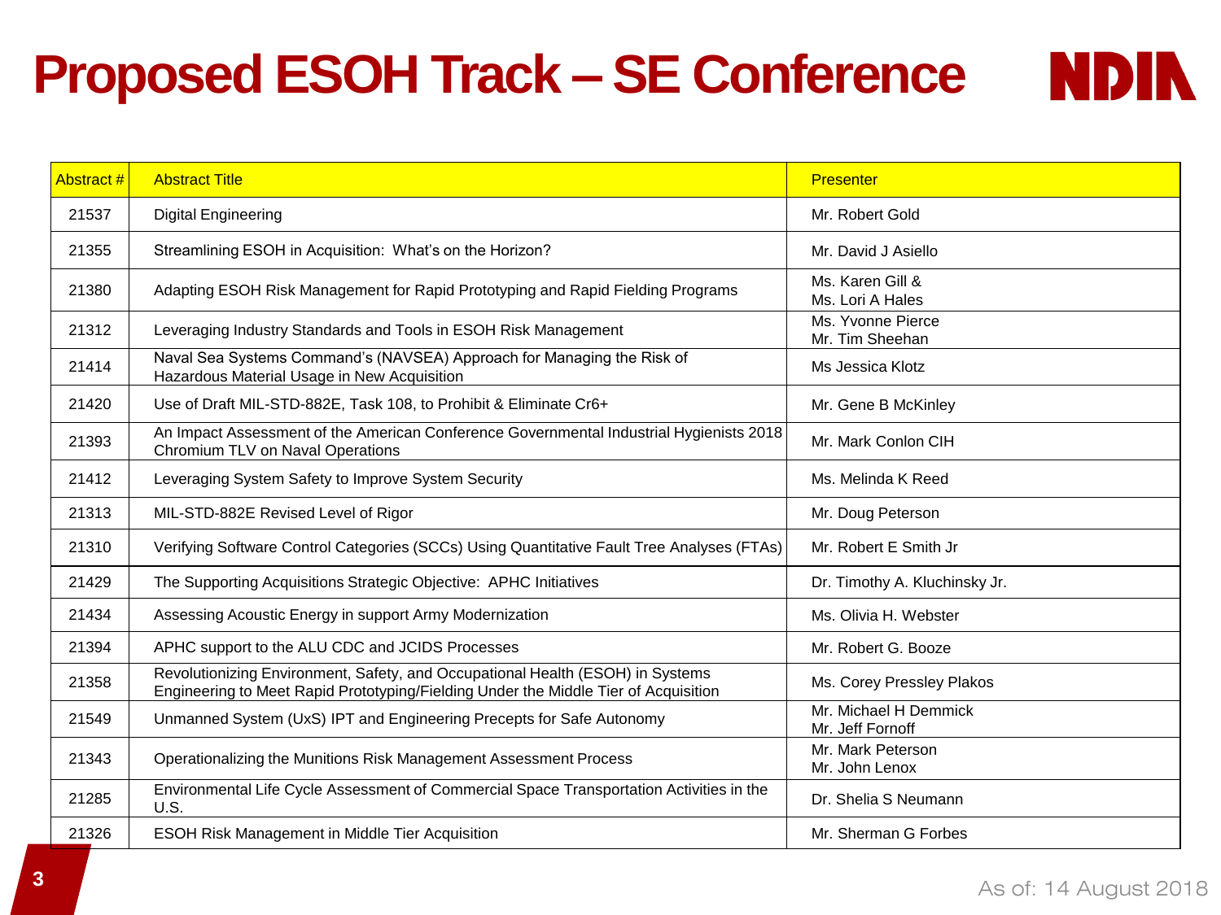# Proposed ESOH Track – SE Conference

| Abstract # | Abstract Title | Presenter |
|---|---|---|
| 21537 | Digital Engineering | Mr. Robert Gold |
| 21355 | Streamlining ESOH in Acquisition: What's on the Horizon? | Mr. David J Asiello |
| 21380 | Adapting ESOH Risk Management for Rapid Prototyping and Rapid Fielding Programs | Ms. Karen Gill & Ms. Lori A Hales |
| 21312 | Leveraging Industry Standards and Tools in ESOH Risk Management | Ms. Yvonne Pierce Mr. Tim Sheehan |
| 21414 | Naval Sea Systems Command's (NAVSEA) Approach for Managing the Risk of Hazardous Material Usage in New Acquisition | Ms Jessica Klotz |
| 21420 | Use of Draft MIL-STD-882E, Task 108, to Prohibit & Eliminate Cr6+ | Mr. Gene B McKinley |
| 21393 | An Impact Assessment of the American Conference Governmental Industrial Hygienists 2018 Chromium TLV on Naval Operations | Mr. Mark Conlon CIH |
| 21412 | Leveraging System Safety to Improve System Security | Ms. Melinda K Reed |
| 21313 | MIL-STD-882E Revised Level of Rigor | Mr. Doug Peterson |
| 21310 | Verifying Software Control Categories (SCCs) Using Quantitative Fault Tree Analyses (FTAs) | Mr. Robert E Smith Jr |
| 21429 | The Supporting Acquisitions Strategic Objective: APHC Initiatives | Dr. Timothy A. Kluchinsky Jr. |
| 21434 | Assessing Acoustic Energy in support Army Modernization | Ms. Olivia H. Webster |
| 21394 | APHC support to the ALU CDC and JCIDS Processes | Mr. Robert G. Booze |
| 21358 | Revolutionizing Environment, Safety, and Occupational Health (ESOH) in Systems Engineering to Meet Rapid Prototyping/Fielding Under the Middle Tier of Acquisition | Ms. Corey Pressley Plakos |
| 21549 | Unmanned System (UxS) IPT and Engineering Precepts for Safe Autonomy | Mr. Michael H Demmick Mr. Jeff Fornoff |
| 21343 | Operationalizing the Munitions Risk Management Assessment Process | Mr. Mark Peterson Mr. John Lenox |
| 21285 | Environmental Life Cycle Assessment of Commercial Space Transportation Activities in the U.S. | Dr. Shelia S Neumann |
| 21326 | ESOH Risk Management in Middle Tier Acquisition | Mr. Sherman G Forbes |

As of: 14 August 2018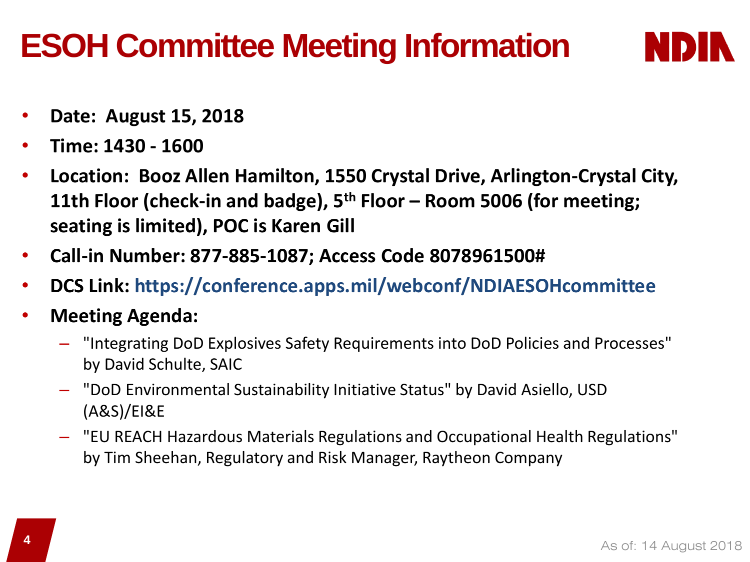# ESOH Committee Meeting Information

- **Date: August 15, 2018**
- **Time: 1430 - 1600**
- **Location: Booz Allen Hamilton, 1550 Crystal Drive, Arlington-Crystal City, 11th Floor (check-in and badge), 5th Floor – Room 5006 (for meeting; seating is limited), POC is Karen Gill**
- **Call-in Number: 877-885-1087; Access Code 8078961500#**
- **DCS Link: https://conference.apps.mil/webconf/NDIAESOHcommittee**
- **Meeting Agenda:**
  - "Integrating DoD Explosives Safety Requirements into DoD Policies and Processes" by David Schulte, SAIC
  - "DoD Environmental Sustainability Initiative Status" by David Asiello, USD (A&S)/EI&E
  - "EU REACH Hazardous Materials Regulations and Occupational Health Regulations" by Tim Sheehan, Regulatory and Risk Manager, Raytheon Company

As of: 14 August 2018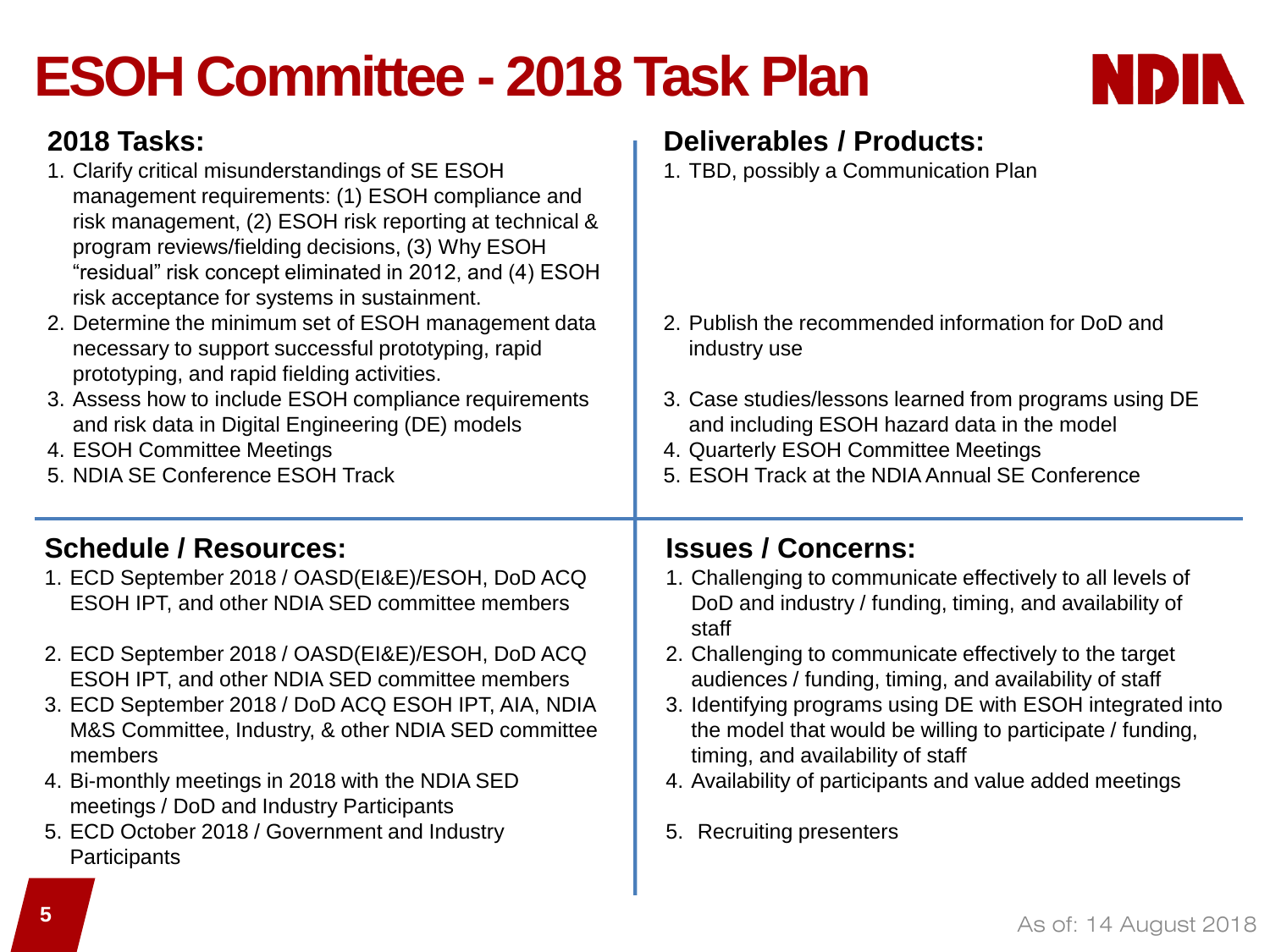# ESOH Committee - 2018 Task Plan

NDIA

## 2018 Tasks:

1. Clarify critical misunderstandings of SE ESOH management requirements: (1) ESOH compliance and risk management, (2) ESOH risk reporting at technical & program reviews/fielding decisions, (3) Why ESOH "residual" risk concept eliminated in 2012, and (4) ESOH risk acceptance for systems in sustainment.
2. Determine the minimum set of ESOH management data necessary to support successful prototyping, rapid prototyping, and rapid fielding activities.
3. Assess how to include ESOH compliance requirements and risk data in Digital Engineering (DE) models
4. ESOH Committee Meetings
5. NDIA SE Conference ESOH Track

## Deliverables / Products:

1. TBD, possibly a Communication Plan
2. Publish the recommended information for DoD and industry use
3. Case studies/lessons learned from programs using DE and including ESOH hazard data in the model
4. Quarterly ESOH Committee Meetings
5. ESOH Track at the NDIA Annual SE Conference

## Schedule / Resources:

1. ECD September 2018 / OASD(EI&E)/ESOH, DoD ACQ ESOH IPT, and other NDIA SED committee members
2. ECD September 2018 / OASD(EI&E)/ESOH, DoD ACQ ESOH IPT, and other NDIA SED committee members
3. ECD September 2018 / DoD ACQ ESOH IPT, AIA, NDIA M&S Committee, Industry, & other NDIA SED committee members
4. Bi-monthly meetings in 2018 with the NDIA SED meetings / DoD and Industry Participants
5. ECD October 2018 / Government and Industry Participants

## Issues / Concerns:

1. Challenging to communicate effectively to all levels of DoD and industry / funding, timing, and availability of staff
2. Challenging to communicate effectively to the target audiences / funding, timing, and availability of staff
3. Identifying programs using DE with ESOH integrated into the model that would be willing to participate / funding, timing, and availability of staff
4. Availability of participants and value added meetings
5. Recruiting presenters

As of: 14 August 2018